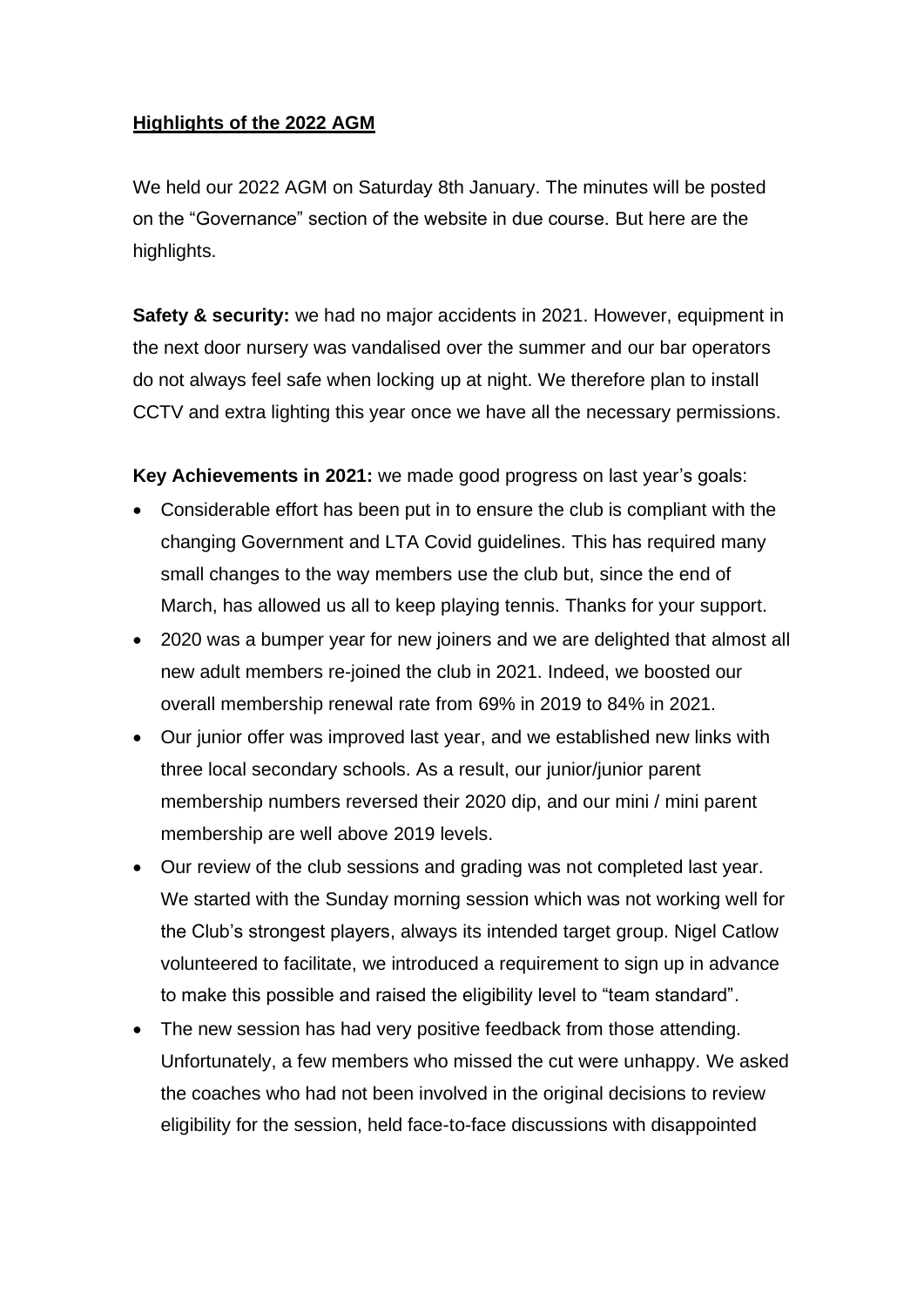**Highlights of the 2022 AGM**

We held our 2022 AGM on Saturday 8th January. The minutes will be posted on the "Governance" section of the website in due course. But here are the highlights.

**Safety & security:** we had no major accidents in 2021. However, equipment in the next door nursery was vandalised over the summer and our bar operators do not always feel safe when locking up at night. We therefore plan to install CCTV and extra lighting this year once we have all the necessary permissions.

**Key Achievements in 2021:** we made good progress on last year's goals:

- Considerable effort has been put in to ensure the club is compliant with the changing Government and LTA Covid guidelines. This has required many small changes to the way members use the club but, since the end of March, has allowed us all to keep playing tennis. Thanks for your support.
- 2020 was a bumper year for new joiners and we are delighted that almost all new adult members re-joined the club in 2021. Indeed, we boosted our overall membership renewal rate from 69% in 2019 to 84% in 2021.
- Our junior offer was improved last year, and we established new links with three local secondary schools. As a result, our junior/junior parent membership numbers reversed their 2020 dip, and our mini / mini parent membership are well above 2019 levels.
- Our review of the club sessions and grading was not completed last year. We started with the Sunday morning session which was not working well for the Club's strongest players, always its intended target group. Nigel Catlow volunteered to facilitate, we introduced a requirement to sign up in advance to make this possible and raised the eligibility level to "team standard".
- The new session has had very positive feedback from those attending. Unfortunately, a few members who missed the cut were unhappy. We asked the coaches who had not been involved in the original decisions to review eligibility for the session, held face-to-face discussions with disappointed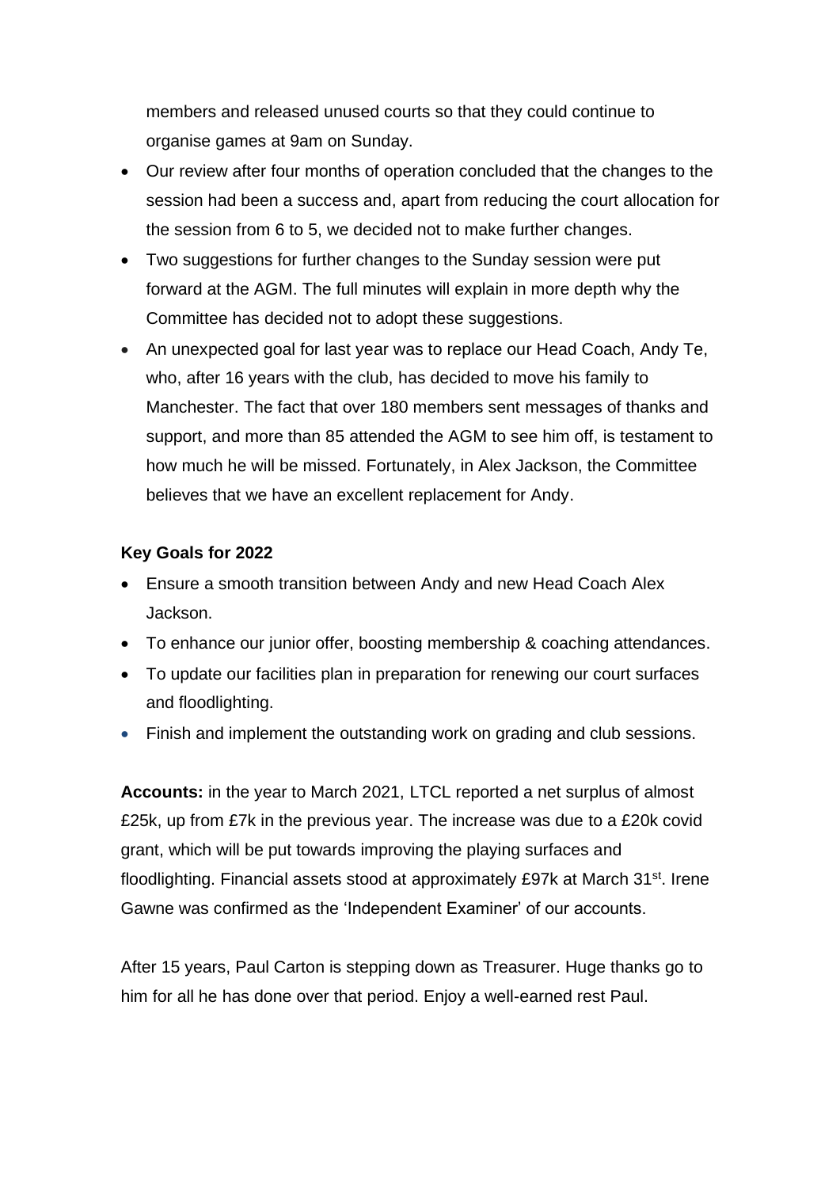members and released unused courts so that they could continue to organise games at 9am on Sunday.

- Our review after four months of operation concluded that the changes to the session had been a success and, apart from reducing the court allocation for the session from 6 to 5, we decided not to make further changes.
- Two suggestions for further changes to the Sunday session were put forward at the AGM. The full minutes will explain in more depth why the Committee has decided not to adopt these suggestions.
- An unexpected goal for last year was to replace our Head Coach, Andy Te, who, after 16 years with the club, has decided to move his family to Manchester. The fact that over 180 members sent messages of thanks and support, and more than 85 attended the AGM to see him off, is testament to how much he will be missed. Fortunately, in Alex Jackson, the Committee believes that we have an excellent replacement for Andy.

**Key Goals for 2022**

- Ensure a smooth transition between Andy and new Head Coach Alex Jackson.
- To enhance our junior offer, boosting membership & coaching attendances.
- To update our facilities plan in preparation for renewing our court surfaces and floodlighting.
- Finish and implement the outstanding work on grading and club sessions.

**Accounts:** in the year to March 2021, LTCL reported a net surplus of almost £25k, up from £7k in the previous year. The increase was due to a £20k covid grant, which will be put towards improving the playing surfaces and floodlighting. Financial assets stood at approximately £97k at March 31st. Irene Gawne was confirmed as the 'Independent Examiner' of our accounts.

After 15 years, Paul Carton is stepping down as Treasurer. Huge thanks go to him for all he has done over that period. Enjoy a well-earned rest Paul.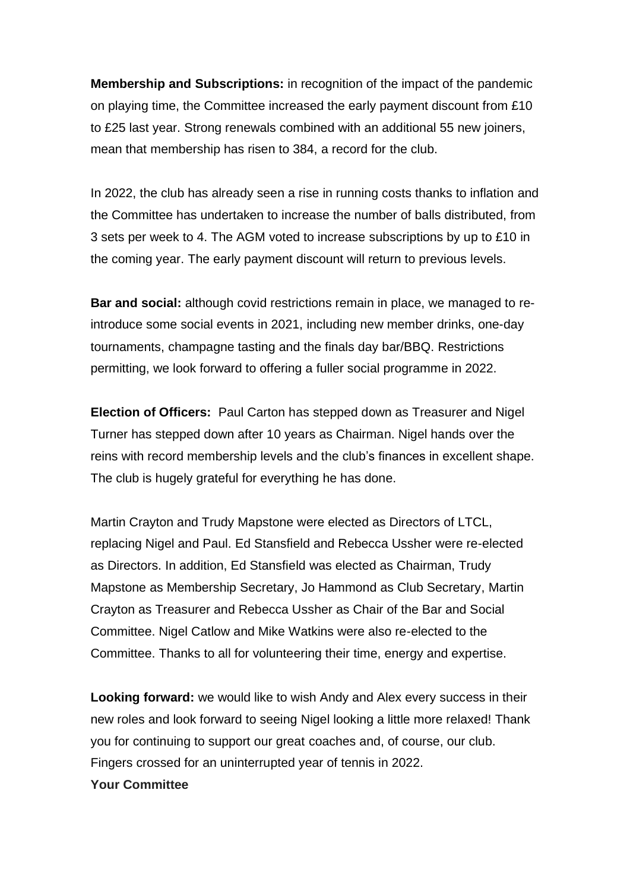**Membership and Subscriptions:** in recognition of the impact of the pandemic on playing time, the Committee increased the early payment discount from £10 to £25 last year. Strong renewals combined with an additional 55 new joiners, mean that membership has risen to 384, a record for the club.

In 2022, the club has already seen a rise in running costs thanks to inflation and the Committee has undertaken to increase the number of balls distributed, from 3 sets per week to 4. The AGM voted to increase subscriptions by up to £10 in the coming year. The early payment discount will return to previous levels.

**Bar and social:** although covid restrictions remain in place, we managed to re-introduce some social events in 2021, including new member drinks, one-day tournaments, champagne tasting and the finals day bar/BBQ. Restrictions permitting, we look forward to offering a fuller social programme in 2022.

**Election of Officers:** Paul Carton has stepped down as Treasurer and Nigel Turner has stepped down after 10 years as Chairman. Nigel hands over the reins with record membership levels and the club's finances in excellent shape. The club is hugely grateful for everything he has done.

Martin Crayton and Trudy Mapstone were elected as Directors of LTCL, replacing Nigel and Paul. Ed Stansfield and Rebecca Ussher were re-elected as Directors. In addition, Ed Stansfield was elected as Chairman, Trudy Mapstone as Membership Secretary, Jo Hammond as Club Secretary, Martin Crayton as Treasurer and Rebecca Ussher as Chair of the Bar and Social Committee. Nigel Catlow and Mike Watkins were also re-elected to the Committee. Thanks to all for volunteering their time, energy and expertise.

**Looking forward:** we would like to wish Andy and Alex every success in their new roles and look forward to seeing Nigel looking a little more relaxed! Thank you for continuing to support our great coaches and, of course, our club. Fingers crossed for an uninterrupted year of tennis in 2022.

**Your Committee**